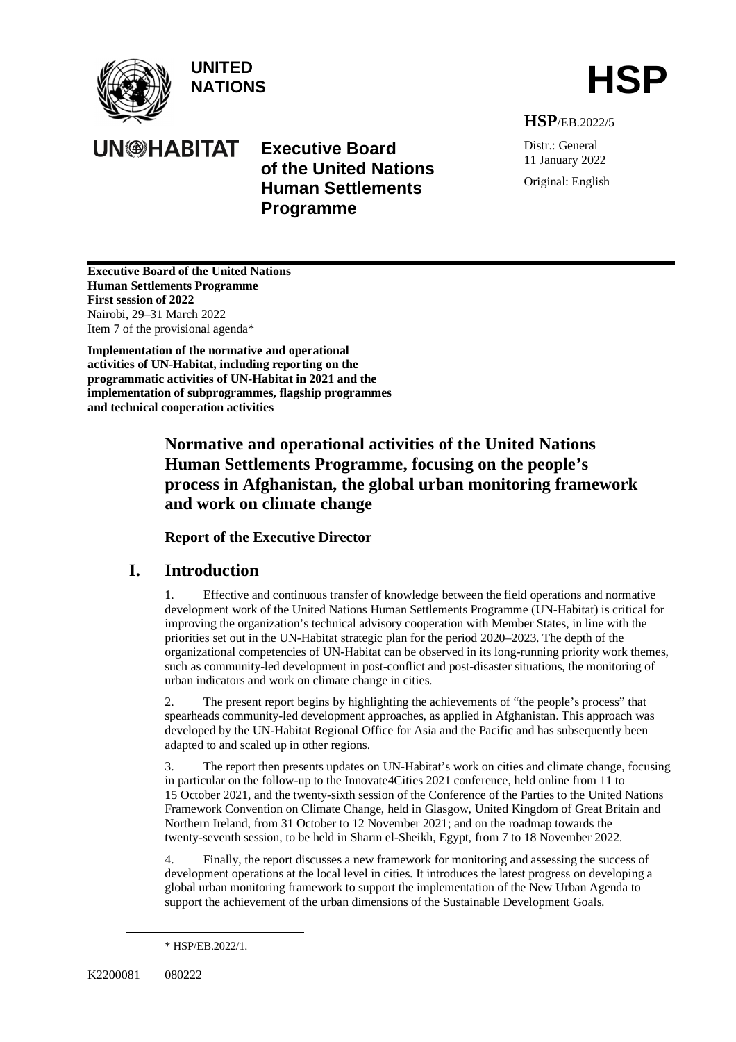UNITED NATIONS

# HSP

**HSP**/EB.2022/5

**Executive Board of the United Nations Human Settlements Programme**

Distr.: General
11 January 2022

Original: English

**Executive Board of the United Nations Human Settlements Programme**
**First session of 2022**
Nairobi, 29–31 March 2022
Item 7 of the provisional agenda*

**Implementation of the normative and operational activities of UN-Habitat, including reporting on the programmatic activities of UN-Habitat in 2021 and the implementation of subprogrammes, flagship programmes and technical cooperation activities**

# Normative and operational activities of the United Nations Human Settlements Programme, focusing on the people's process in Afghanistan, the global urban monitoring framework and work on climate change

**Report of the Executive Director**

## I. Introduction

1. Effective and continuous transfer of knowledge between the field operations and normative development work of the United Nations Human Settlements Programme (UN-Habitat) is critical for improving the organization's technical advisory cooperation with Member States, in line with the priorities set out in the UN-Habitat strategic plan for the period 2020–2023. The depth of the organizational competencies of UN-Habitat can be observed in its long-running priority work themes, such as community-led development in post-conflict and post-disaster situations, the monitoring of urban indicators and work on climate change in cities.

2. The present report begins by highlighting the achievements of "the people's process" that spearheads community-led development approaches, as applied in Afghanistan. This approach was developed by the UN-Habitat Regional Office for Asia and the Pacific and has subsequently been adapted to and scaled up in other regions.

3. The report then presents updates on UN-Habitat's work on cities and climate change, focusing in particular on the follow-up to the Innovate4Cities 2021 conference, held online from 11 to 15 October 2021, and the twenty-sixth session of the Conference of the Parties to the United Nations Framework Convention on Climate Change, held in Glasgow, United Kingdom of Great Britain and Northern Ireland, from 31 October to 12 November 2021; and on the roadmap towards the twenty-seventh session, to be held in Sharm el-Sheikh, Egypt, from 7 to 18 November 2022.

4. Finally, the report discusses a new framework for monitoring and assessing the success of development operations at the local level in cities. It introduces the latest progress on developing a global urban monitoring framework to support the implementation of the New Urban Agenda to support the achievement of the urban dimensions of the Sustainable Development Goals.

---

\* HSP/EB.2022/1.

K2200081 080222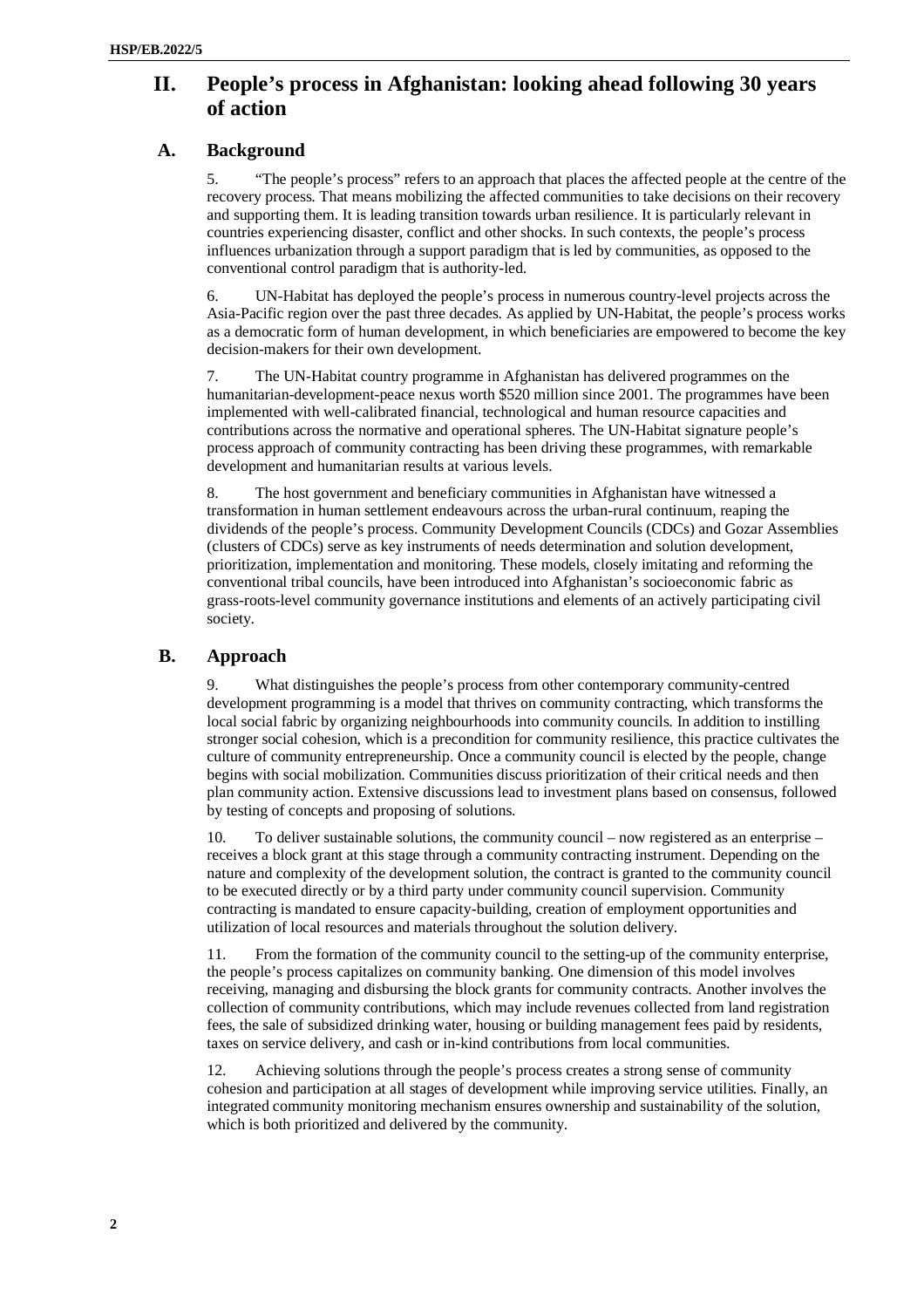# II. People's process in Afghanistan: looking ahead following 30 years of action

## A. Background

5. "The people's process" refers to an approach that places the affected people at the centre of the recovery process. That means mobilizing the affected communities to take decisions on their recovery and supporting them. It is leading transition towards urban resilience. It is particularly relevant in countries experiencing disaster, conflict and other shocks. In such contexts, the people's process influences urbanization through a support paradigm that is led by communities, as opposed to the conventional control paradigm that is authority-led.

6. UN-Habitat has deployed the people's process in numerous country-level projects across the Asia-Pacific region over the past three decades. As applied by UN-Habitat, the people's process works as a democratic form of human development, in which beneficiaries are empowered to become the key decision-makers for their own development.

7. The UN-Habitat country programme in Afghanistan has delivered programmes on the humanitarian-development-peace nexus worth $520 million since 2001. The programmes have been implemented with well-calibrated financial, technological and human resource capacities and contributions across the normative and operational spheres. The UN-Habitat signature people's process approach of community contracting has been driving these programmes, with remarkable development and humanitarian results at various levels.

8. The host government and beneficiary communities in Afghanistan have witnessed a transformation in human settlement endeavours across the urban-rural continuum, reaping the dividends of the people's process. Community Development Councils (CDCs) and Gozar Assemblies (clusters of CDCs) serve as key instruments of needs determination and solution development, prioritization, implementation and monitoring. These models, closely imitating and reforming the conventional tribal councils, have been introduced into Afghanistan's socioeconomic fabric as grass-roots-level community governance institutions and elements of an actively participating civil society.

## B. Approach

9. What distinguishes the people's process from other contemporary community-centred development programming is a model that thrives on community contracting, which transforms the local social fabric by organizing neighbourhoods into community councils. In addition to instilling stronger social cohesion, which is a precondition for community resilience, this practice cultivates the culture of community entrepreneurship. Once a community council is elected by the people, change begins with social mobilization. Communities discuss prioritization of their critical needs and then plan community action. Extensive discussions lead to investment plans based on consensus, followed by testing of concepts and proposing of solutions.

10. To deliver sustainable solutions, the community council – now registered as an enterprise – receives a block grant at this stage through a community contracting instrument. Depending on the nature and complexity of the development solution, the contract is granted to the community council to be executed directly or by a third party under community council supervision. Community contracting is mandated to ensure capacity-building, creation of employment opportunities and utilization of local resources and materials throughout the solution delivery.

11. From the formation of the community council to the setting-up of the community enterprise, the people's process capitalizes on community banking. One dimension of this model involves receiving, managing and disbursing the block grants for community contracts. Another involves the collection of community contributions, which may include revenues collected from land registration fees, the sale of subsidized drinking water, housing or building management fees paid by residents, taxes on service delivery, and cash or in-kind contributions from local communities.

12. Achieving solutions through the people's process creates a strong sense of community cohesion and participation at all stages of development while improving service utilities. Finally, an integrated community monitoring mechanism ensures ownership and sustainability of the solution, which is both prioritized and delivered by the community.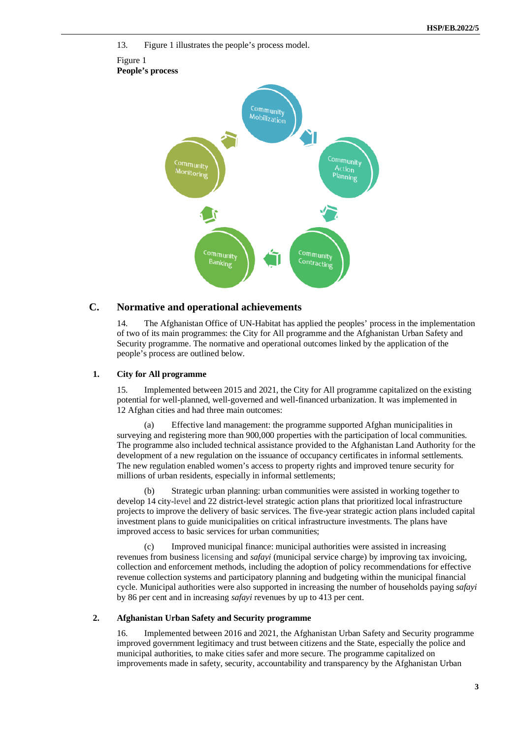13. Figure 1 illustrates the people's process model.

Figure 1
**People's process**

Community Mobilization
Community Action Planning
Community Contracting
Community Banking
Community Monitoring

## C. Normative and operational achievements

14. The Afghanistan Office of UN-Habitat has applied the peoples' process in the implementation of two of its main programmes: the City for All programme and the Afghanistan Urban Safety and Security programme. The normative and operational outcomes linked by the application of the people's process are outlined below.

### 1. City for All programme

15. Implemented between 2015 and 2021, the City for All programme capitalized on the existing potential for well-planned, well-governed and well-financed urbanization. It was implemented in 12 Afghan cities and had three main outcomes:

(a) Effective land management: the programme supported Afghan municipalities in surveying and registering more than 900,000 properties with the participation of local communities. The programme also included technical assistance provided to the Afghanistan Land Authority for the development of a new regulation on the issuance of occupancy certificates in informal settlements. The new regulation enabled women's access to property rights and improved tenure security for millions of urban residents, especially in informal settlements;

(b) Strategic urban planning: urban communities were assisted in working together to develop 14 city-level and 22 district-level strategic action plans that prioritized local infrastructure projects to improve the delivery of basic services. The five-year strategic action plans included capital investment plans to guide municipalities on critical infrastructure investments. The plans have improved access to basic services for urban communities;

(c) Improved municipal finance: municipal authorities were assisted in increasing revenues from business licensing and *safayi* (municipal service charge) by improving tax invoicing, collection and enforcement methods, including the adoption of policy recommendations for effective revenue collection systems and participatory planning and budgeting within the municipal financial cycle. Municipal authorities were also supported in increasing the number of households paying *safayi* by 86 per cent and in increasing *safayi* revenues by up to 413 per cent.

### 2. Afghanistan Urban Safety and Security programme

16. Implemented between 2016 and 2021, the Afghanistan Urban Safety and Security programme improved government legitimacy and trust between citizens and the State, especially the police and municipal authorities, to make cities safer and more secure. The programme capitalized on improvements made in safety, security, accountability and transparency by the Afghanistan Urban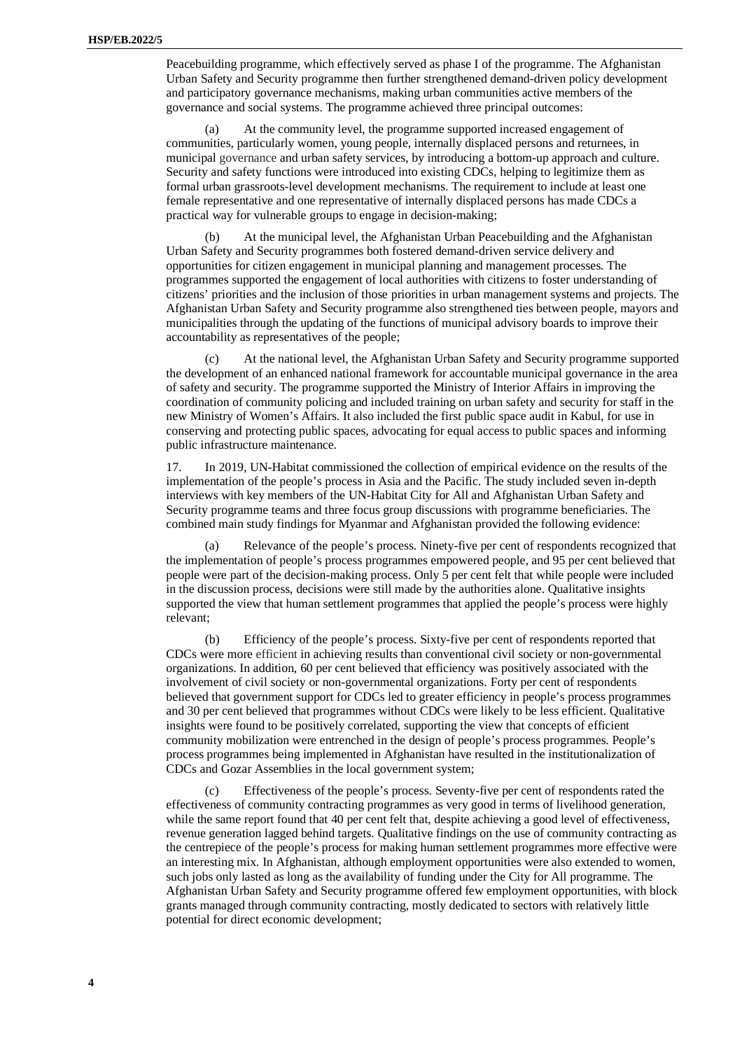Peacebuilding programme, which effectively served as phase I of the programme. The Afghanistan Urban Safety and Security programme then further strengthened demand-driven policy development and participatory governance mechanisms, making urban communities active members of the governance and social systems. The programme achieved three principal outcomes:

(a) At the community level, the programme supported increased engagement of communities, particularly women, young people, internally displaced persons and returnees, in municipal governance and urban safety services, by introducing a bottom-up approach and culture. Security and safety functions were introduced into existing CDCs, helping to legitimize them as formal urban grassroots-level development mechanisms. The requirement to include at least one female representative and one representative of internally displaced persons has made CDCs a practical way for vulnerable groups to engage in decision-making;

(b) At the municipal level, the Afghanistan Urban Peacebuilding and the Afghanistan Urban Safety and Security programmes both fostered demand-driven service delivery and opportunities for citizen engagement in municipal planning and management processes. The programmes supported the engagement of local authorities with citizens to foster understanding of citizens' priorities and the inclusion of those priorities in urban management systems and projects. The Afghanistan Urban Safety and Security programme also strengthened ties between people, mayors and municipalities through the updating of the functions of municipal advisory boards to improve their accountability as representatives of the people;

(c) At the national level, the Afghanistan Urban Safety and Security programme supported the development of an enhanced national framework for accountable municipal governance in the area of safety and security. The programme supported the Ministry of Interior Affairs in improving the coordination of community policing and included training on urban safety and security for staff in the new Ministry of Women's Affairs. It also included the first public space audit in Kabul, for use in conserving and protecting public spaces, advocating for equal access to public spaces and informing public infrastructure maintenance.

17. In 2019, UN-Habitat commissioned the collection of empirical evidence on the results of the implementation of the people's process in Asia and the Pacific. The study included seven in-depth interviews with key members of the UN-Habitat City for All and Afghanistan Urban Safety and Security programme teams and three focus group discussions with programme beneficiaries. The combined main study findings for Myanmar and Afghanistan provided the following evidence:

(a) Relevance of the people's process. Ninety-five per cent of respondents recognized that the implementation of people's process programmes empowered people, and 95 per cent believed that people were part of the decision-making process. Only 5 per cent felt that while people were included in the discussion process, decisions were still made by the authorities alone. Qualitative insights supported the view that human settlement programmes that applied the people's process were highly relevant;

(b) Efficiency of the people's process. Sixty-five per cent of respondents reported that CDCs were more efficient in achieving results than conventional civil society or non-governmental organizations. In addition, 60 per cent believed that efficiency was positively associated with the involvement of civil society or non-governmental organizations. Forty per cent of respondents believed that government support for CDCs led to greater efficiency in people's process programmes and 30 per cent believed that programmes without CDCs were likely to be less efficient. Qualitative insights were found to be positively correlated, supporting the view that concepts of efficient community mobilization were entrenched in the design of people's process programmes. People's process programmes being implemented in Afghanistan have resulted in the institutionalization of CDCs and Gozar Assemblies in the local government system;

(c) Effectiveness of the people's process. Seventy-five per cent of respondents rated the effectiveness of community contracting programmes as very good in terms of livelihood generation, while the same report found that 40 per cent felt that, despite achieving a good level of effectiveness, revenue generation lagged behind targets. Qualitative findings on the use of community contracting as the centrepiece of the people's process for making human settlement programmes more effective were an interesting mix. In Afghanistan, although employment opportunities were also extended to women, such jobs only lasted as long as the availability of funding under the City for All programme. The Afghanistan Urban Safety and Security programme offered few employment opportunities, with block grants managed through community contracting, mostly dedicated to sectors with relatively little potential for direct economic development;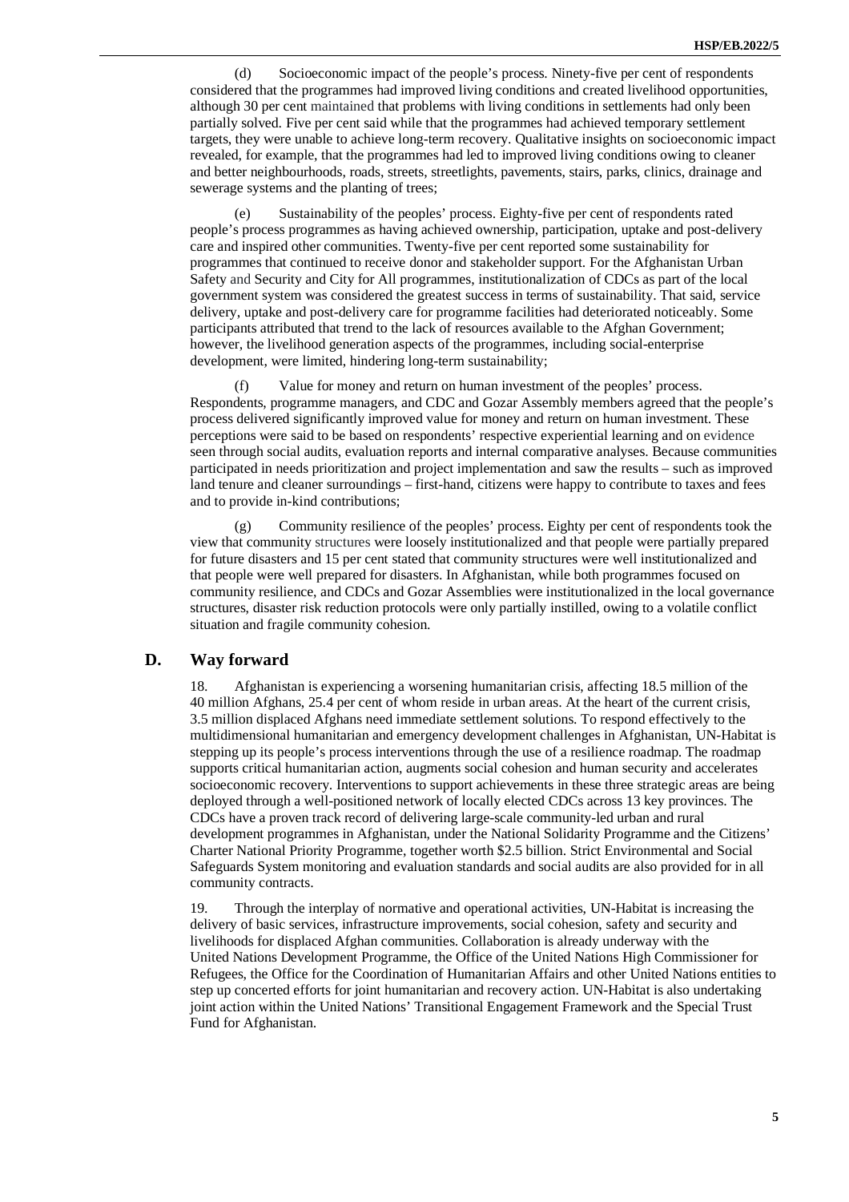(d) Socioeconomic impact of the people's process. Ninety-five per cent of respondents considered that the programmes had improved living conditions and created livelihood opportunities, although 30 per cent maintained that problems with living conditions in settlements had only been partially solved. Five per cent said while that the programmes had achieved temporary settlement targets, they were unable to achieve long-term recovery. Qualitative insights on socioeconomic impact revealed, for example, that the programmes had led to improved living conditions owing to cleaner and better neighbourhoods, roads, streets, streetlights, pavements, stairs, parks, clinics, drainage and sewerage systems and the planting of trees;

(e) Sustainability of the peoples' process. Eighty-five per cent of respondents rated people's process programmes as having achieved ownership, participation, uptake and post-delivery care and inspired other communities. Twenty-five per cent reported some sustainability for programmes that continued to receive donor and stakeholder support. For the Afghanistan Urban Safety and Security and City for All programmes, institutionalization of CDCs as part of the local government system was considered the greatest success in terms of sustainability. That said, service delivery, uptake and post-delivery care for programme facilities had deteriorated noticeably. Some participants attributed that trend to the lack of resources available to the Afghan Government; however, the livelihood generation aspects of the programmes, including social-enterprise development, were limited, hindering long-term sustainability;

(f) Value for money and return on human investment of the peoples' process. Respondents, programme managers, and CDC and Gozar Assembly members agreed that the people's process delivered significantly improved value for money and return on human investment. These perceptions were said to be based on respondents' respective experiential learning and on evidence seen through social audits, evaluation reports and internal comparative analyses. Because communities participated in needs prioritization and project implementation and saw the results – such as improved land tenure and cleaner surroundings – first-hand, citizens were happy to contribute to taxes and fees and to provide in-kind contributions;

(g) Community resilience of the peoples' process. Eighty per cent of respondents took the view that community structures were loosely institutionalized and that people were partially prepared for future disasters and 15 per cent stated that community structures were well institutionalized and that people were well prepared for disasters. In Afghanistan, while both programmes focused on community resilience, and CDCs and Gozar Assemblies were institutionalized in the local governance structures, disaster risk reduction protocols were only partially instilled, owing to a volatile conflict situation and fragile community cohesion.

## D. Way forward

18. Afghanistan is experiencing a worsening humanitarian crisis, affecting 18.5 million of the 40 million Afghans, 25.4 per cent of whom reside in urban areas. At the heart of the current crisis, 3.5 million displaced Afghans need immediate settlement solutions. To respond effectively to the multidimensional humanitarian and emergency development challenges in Afghanistan, UN-Habitat is stepping up its people's process interventions through the use of a resilience roadmap. The roadmap supports critical humanitarian action, augments social cohesion and human security and accelerates socioeconomic recovery. Interventions to support achievements in these three strategic areas are being deployed through a well-positioned network of locally elected CDCs across 13 key provinces. The CDCs have a proven track record of delivering large-scale community-led urban and rural development programmes in Afghanistan, under the National Solidarity Programme and the Citizens' Charter National Priority Programme, together worth $2.5 billion. Strict Environmental and Social Safeguards System monitoring and evaluation standards and social audits are also provided for in all community contracts.

19. Through the interplay of normative and operational activities, UN-Habitat is increasing the delivery of basic services, infrastructure improvements, social cohesion, safety and security and livelihoods for displaced Afghan communities. Collaboration is already underway with the United Nations Development Programme, the Office of the United Nations High Commissioner for Refugees, the Office for the Coordination of Humanitarian Affairs and other United Nations entities to step up concerted efforts for joint humanitarian and recovery action. UN-Habitat is also undertaking joint action within the United Nations' Transitional Engagement Framework and the Special Trust Fund for Afghanistan.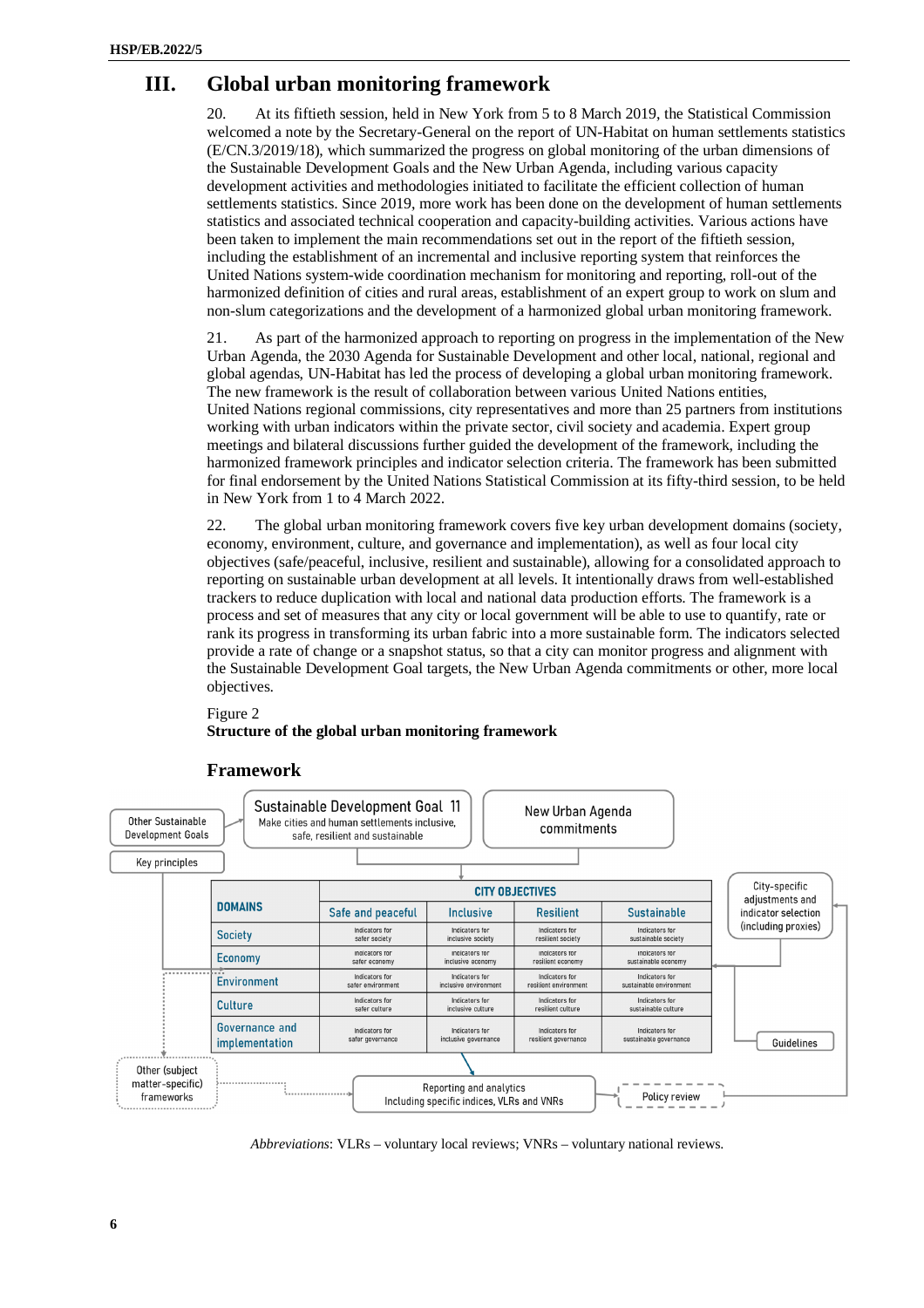# III. Global urban monitoring framework

20. At its fiftieth session, held in New York from 5 to 8 March 2019, the Statistical Commission welcomed a note by the Secretary-General on the report of UN-Habitat on human settlements statistics (E/CN.3/2019/18), which summarized the progress on global monitoring of the urban dimensions of the Sustainable Development Goals and the New Urban Agenda, including various capacity development activities and methodologies initiated to facilitate the efficient collection of human settlements statistics. Since 2019, more work has been done on the development of human settlements statistics and associated technical cooperation and capacity-building activities. Various actions have been taken to implement the main recommendations set out in the report of the fiftieth session, including the establishment of an incremental and inclusive reporting system that reinforces the United Nations system-wide coordination mechanism for monitoring and reporting, roll-out of the harmonized definition of cities and rural areas, establishment of an expert group to work on slum and non-slum categorizations and the development of a harmonized global urban monitoring framework.

21. As part of the harmonized approach to reporting on progress in the implementation of the New Urban Agenda, the 2030 Agenda for Sustainable Development and other local, national, regional and global agendas, UN-Habitat has led the process of developing a global urban monitoring framework. The new framework is the result of collaboration between various United Nations entities, United Nations regional commissions, city representatives and more than 25 partners from institutions working with urban indicators within the private sector, civil society and academia. Expert group meetings and bilateral discussions further guided the development of the framework, including the harmonized framework principles and indicator selection criteria. The framework has been submitted for final endorsement by the United Nations Statistical Commission at its fifty-third session, to be held in New York from 1 to 4 March 2022.

22. The global urban monitoring framework covers five key urban development domains (society, economy, environment, culture, and governance and implementation), as well as four local city objectives (safe/peaceful, inclusive, resilient and sustainable), allowing for a consolidated approach to reporting on sustainable urban development at all levels. It intentionally draws from well-established trackers to reduce duplication with local and national data production efforts. The framework is a process and set of measures that any city or local government will be able to use to quantify, rate or rank its progress in transforming its urban fabric into a more sustainable form. The indicators selected provide a rate of change or a snapshot status, so that a city can monitor progress and alignment with the Sustainable Development Goal targets, the New Urban Agenda commitments or other, more local objectives.

Figure 2
**Structure of the global urban monitoring framework**

**Framework**

Other Sustainable Development Goals

Key principles

Sustainable Development Goal 11
Make cities and human settlements inclusive, safe, resilient and sustainable

New Urban Agenda commitments

City-specific adjustments and indicator selection (including proxies)

| DOMAINS | CITY OBJECTIVES | | | |
|---|---|---|---|---|
| | Safe and peaceful | Inclusive | Resilient | Sustainable |
| Society | Indicators for safer society | Indicators for inclusive society | Indicators for resilient society | Indicators for sustainable society |
| Economy | Indicators for safer economy | Indicators for inclusive economy | Indicators for resilient economy | Indicators for sustainable economy |
| Environment | Indicators for safer environment | Indicators for inclusive environment | Indicators for resilient environment | Indicators for sustainable environment |
| Culture | Indicators for safer culture | Indicators for inclusive culture | Indicators for resilient culture | Indicators for sustainable culture |
| Governance and implementation | Indicators for safer governance | Indicators for inclusive governance | Indicators for resilient governance | Indicators for sustainable governance |

Guidelines

Other (subject matter-specific) frameworks

Reporting and analytics
Including specific indices, VLRs and VNRs

Policy review

*Abbreviations*: VLRs – voluntary local reviews; VNRs – voluntary national reviews.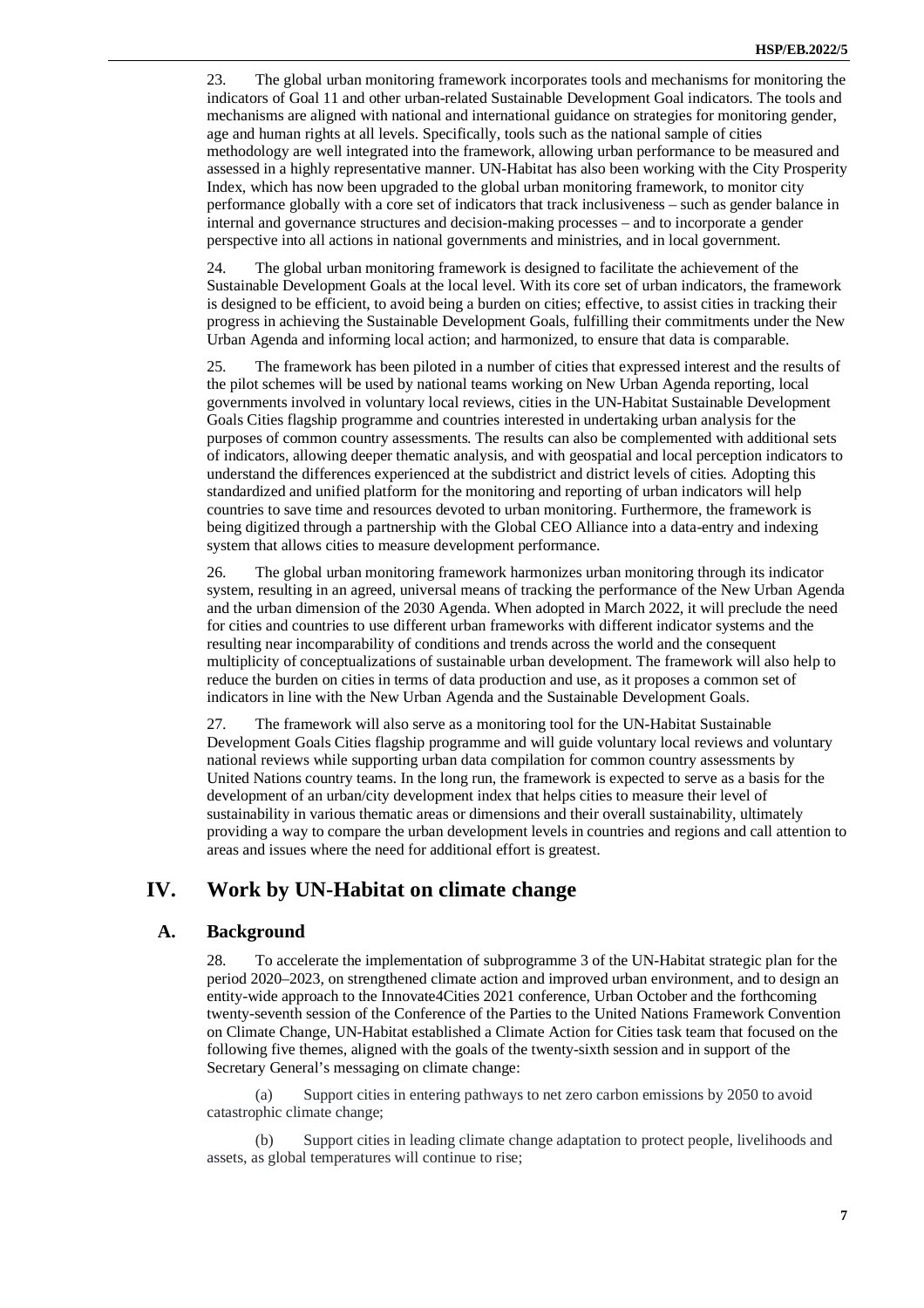23. The global urban monitoring framework incorporates tools and mechanisms for monitoring the indicators of Goal 11 and other urban-related Sustainable Development Goal indicators. The tools and mechanisms are aligned with national and international guidance on strategies for monitoring gender, age and human rights at all levels. Specifically, tools such as the national sample of cities methodology are well integrated into the framework, allowing urban performance to be measured and assessed in a highly representative manner. UN-Habitat has also been working with the City Prosperity Index, which has now been upgraded to the global urban monitoring framework, to monitor city performance globally with a core set of indicators that track inclusiveness – such as gender balance in internal and governance structures and decision-making processes – and to incorporate a gender perspective into all actions in national governments and ministries, and in local government.

24. The global urban monitoring framework is designed to facilitate the achievement of the Sustainable Development Goals at the local level. With its core set of urban indicators, the framework is designed to be efficient, to avoid being a burden on cities; effective, to assist cities in tracking their progress in achieving the Sustainable Development Goals, fulfilling their commitments under the New Urban Agenda and informing local action; and harmonized, to ensure that data is comparable.

25. The framework has been piloted in a number of cities that expressed interest and the results of the pilot schemes will be used by national teams working on New Urban Agenda reporting, local governments involved in voluntary local reviews, cities in the UN-Habitat Sustainable Development Goals Cities flagship programme and countries interested in undertaking urban analysis for the purposes of common country assessments. The results can also be complemented with additional sets of indicators, allowing deeper thematic analysis, and with geospatial and local perception indicators to understand the differences experienced at the subdistrict and district levels of cities. Adopting this standardized and unified platform for the monitoring and reporting of urban indicators will help countries to save time and resources devoted to urban monitoring. Furthermore, the framework is being digitized through a partnership with the Global CEO Alliance into a data-entry and indexing system that allows cities to measure development performance.

26. The global urban monitoring framework harmonizes urban monitoring through its indicator system, resulting in an agreed, universal means of tracking the performance of the New Urban Agenda and the urban dimension of the 2030 Agenda. When adopted in March 2022, it will preclude the need for cities and countries to use different urban frameworks with different indicator systems and the resulting near incomparability of conditions and trends across the world and the consequent multiplicity of conceptualizations of sustainable urban development. The framework will also help to reduce the burden on cities in terms of data production and use, as it proposes a common set of indicators in line with the New Urban Agenda and the Sustainable Development Goals.

27. The framework will also serve as a monitoring tool for the UN-Habitat Sustainable Development Goals Cities flagship programme and will guide voluntary local reviews and voluntary national reviews while supporting urban data compilation for common country assessments by United Nations country teams. In the long run, the framework is expected to serve as a basis for the development of an urban/city development index that helps cities to measure their level of sustainability in various thematic areas or dimensions and their overall sustainability, ultimately providing a way to compare the urban development levels in countries and regions and call attention to areas and issues where the need for additional effort is greatest.

# IV. Work by UN-Habitat on climate change

## A. Background

28. To accelerate the implementation of subprogramme 3 of the UN-Habitat strategic plan for the period 2020–2023, on strengthened climate action and improved urban environment, and to design an entity-wide approach to the Innovate4Cities 2021 conference, Urban October and the forthcoming twenty-seventh session of the Conference of the Parties to the United Nations Framework Convention on Climate Change, UN-Habitat established a Climate Action for Cities task team that focused on the following five themes, aligned with the goals of the twenty-sixth session and in support of the Secretary General's messaging on climate change:

(a) Support cities in entering pathways to net zero carbon emissions by 2050 to avoid catastrophic climate change;

(b) Support cities in leading climate change adaptation to protect people, livelihoods and assets, as global temperatures will continue to rise;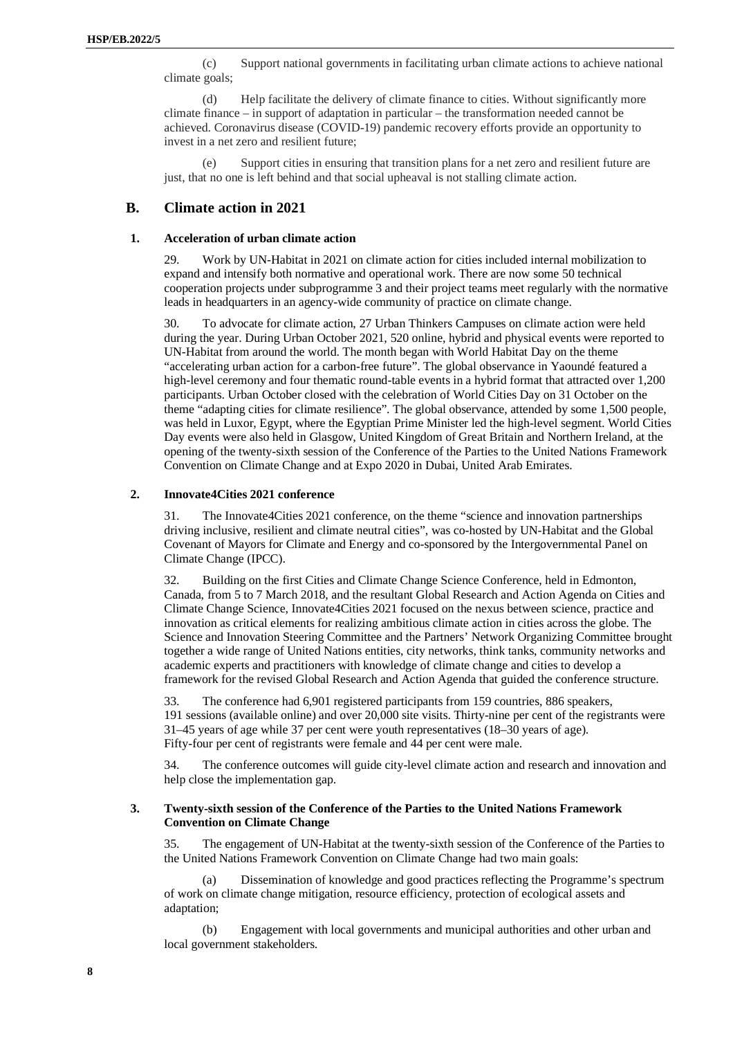(c) Support national governments in facilitating urban climate actions to achieve national climate goals;

(d) Help facilitate the delivery of climate finance to cities. Without significantly more climate finance – in support of adaptation in particular – the transformation needed cannot be achieved. Coronavirus disease (COVID-19) pandemic recovery efforts provide an opportunity to invest in a net zero and resilient future;

(e) Support cities in ensuring that transition plans for a net zero and resilient future are just, that no one is left behind and that social upheaval is not stalling climate action.

## B. Climate action in 2021

### 1. Acceleration of urban climate action

29. Work by UN-Habitat in 2021 on climate action for cities included internal mobilization to expand and intensify both normative and operational work. There are now some 50 technical cooperation projects under subprogramme 3 and their project teams meet regularly with the normative leads in headquarters in an agency-wide community of practice on climate change.

30. To advocate for climate action, 27 Urban Thinkers Campuses on climate action were held during the year. During Urban October 2021, 520 online, hybrid and physical events were reported to UN-Habitat from around the world. The month began with World Habitat Day on the theme "accelerating urban action for a carbon-free future". The global observance in Yaoundé featured a high-level ceremony and four thematic round-table events in a hybrid format that attracted over 1,200 participants. Urban October closed with the celebration of World Cities Day on 31 October on the theme "adapting cities for climate resilience". The global observance, attended by some 1,500 people, was held in Luxor, Egypt, where the Egyptian Prime Minister led the high-level segment. World Cities Day events were also held in Glasgow, United Kingdom of Great Britain and Northern Ireland, at the opening of the twenty-sixth session of the Conference of the Parties to the United Nations Framework Convention on Climate Change and at Expo 2020 in Dubai, United Arab Emirates.

### 2. Innovate4Cities 2021 conference

31. The Innovate4Cities 2021 conference, on the theme "science and innovation partnerships driving inclusive, resilient and climate neutral cities", was co-hosted by UN-Habitat and the Global Covenant of Mayors for Climate and Energy and co-sponsored by the Intergovernmental Panel on Climate Change (IPCC).

32. Building on the first Cities and Climate Change Science Conference, held in Edmonton, Canada, from 5 to 7 March 2018, and the resultant Global Research and Action Agenda on Cities and Climate Change Science, Innovate4Cities 2021 focused on the nexus between science, practice and innovation as critical elements for realizing ambitious climate action in cities across the globe. The Science and Innovation Steering Committee and the Partners' Network Organizing Committee brought together a wide range of United Nations entities, city networks, think tanks, community networks and academic experts and practitioners with knowledge of climate change and cities to develop a framework for the revised Global Research and Action Agenda that guided the conference structure.

33. The conference had 6,901 registered participants from 159 countries, 886 speakers, 191 sessions (available online) and over 20,000 site visits. Thirty-nine per cent of the registrants were 31–45 years of age while 37 per cent were youth representatives (18–30 years of age). Fifty-four per cent of registrants were female and 44 per cent were male.

34. The conference outcomes will guide city-level climate action and research and innovation and help close the implementation gap.

### 3. Twenty-sixth session of the Conference of the Parties to the United Nations Framework Convention on Climate Change

35. The engagement of UN-Habitat at the twenty-sixth session of the Conference of the Parties to the United Nations Framework Convention on Climate Change had two main goals:

(a) Dissemination of knowledge and good practices reflecting the Programme's spectrum of work on climate change mitigation, resource efficiency, protection of ecological assets and adaptation;

(b) Engagement with local governments and municipal authorities and other urban and local government stakeholders.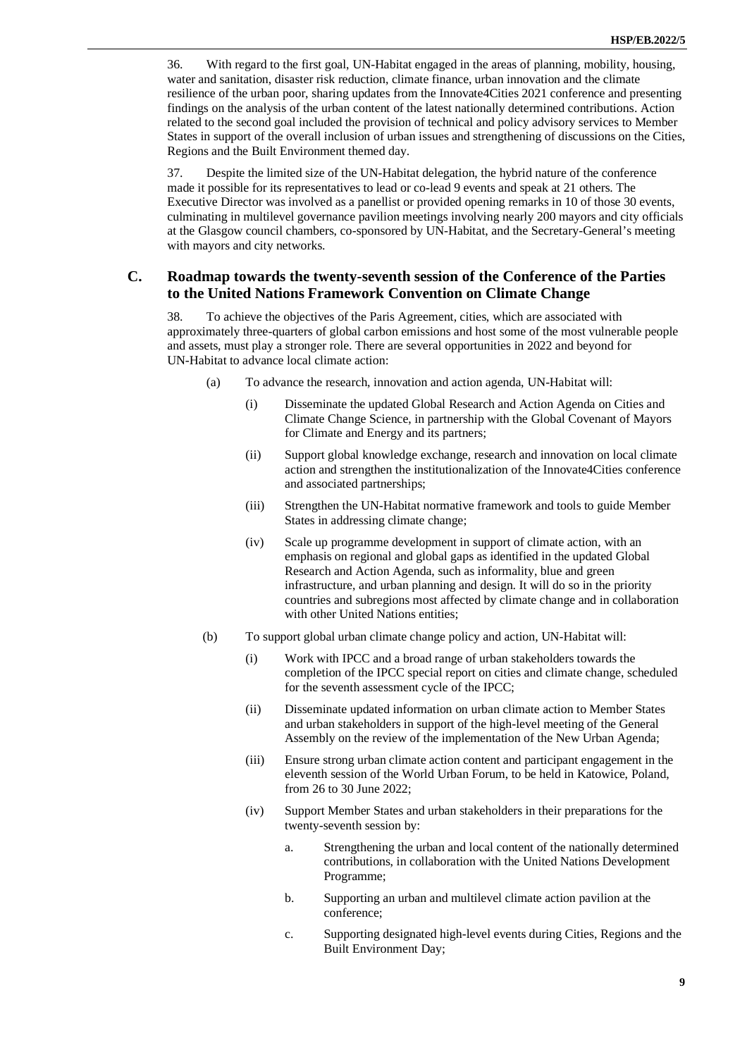36. With regard to the first goal, UN-Habitat engaged in the areas of planning, mobility, housing, water and sanitation, disaster risk reduction, climate finance, urban innovation and the climate resilience of the urban poor, sharing updates from the Innovate4Cities 2021 conference and presenting findings on the analysis of the urban content of the latest nationally determined contributions. Action related to the second goal included the provision of technical and policy advisory services to Member States in support of the overall inclusion of urban issues and strengthening of discussions on the Cities, Regions and the Built Environment themed day.

37. Despite the limited size of the UN-Habitat delegation, the hybrid nature of the conference made it possible for its representatives to lead or co-lead 9 events and speak at 21 others. The Executive Director was involved as a panellist or provided opening remarks in 10 of those 30 events, culminating in multilevel governance pavilion meetings involving nearly 200 mayors and city officials at the Glasgow council chambers, co-sponsored by UN-Habitat, and the Secretary-General's meeting with mayors and city networks.

## C. Roadmap towards the twenty-seventh session of the Conference of the Parties to the United Nations Framework Convention on Climate Change

38. To achieve the objectives of the Paris Agreement, cities, which are associated with approximately three-quarters of global carbon emissions and host some of the most vulnerable people and assets, must play a stronger role. There are several opportunities in 2022 and beyond for UN-Habitat to advance local climate action:

(a) To advance the research, innovation and action agenda, UN-Habitat will:

(i) Disseminate the updated Global Research and Action Agenda on Cities and Climate Change Science, in partnership with the Global Covenant of Mayors for Climate and Energy and its partners;

(ii) Support global knowledge exchange, research and innovation on local climate action and strengthen the institutionalization of the Innovate4Cities conference and associated partnerships;

(iii) Strengthen the UN-Habitat normative framework and tools to guide Member States in addressing climate change;

(iv) Scale up programme development in support of climate action, with an emphasis on regional and global gaps as identified in the updated Global Research and Action Agenda, such as informality, blue and green infrastructure, and urban planning and design. It will do so in the priority countries and subregions most affected by climate change and in collaboration with other United Nations entities;

(b) To support global urban climate change policy and action, UN-Habitat will:

(i) Work with IPCC and a broad range of urban stakeholders towards the completion of the IPCC special report on cities and climate change, scheduled for the seventh assessment cycle of the IPCC;

(ii) Disseminate updated information on urban climate action to Member States and urban stakeholders in support of the high-level meeting of the General Assembly on the review of the implementation of the New Urban Agenda;

(iii) Ensure strong urban climate action content and participant engagement in the eleventh session of the World Urban Forum, to be held in Katowice, Poland, from 26 to 30 June 2022;

(iv) Support Member States and urban stakeholders in their preparations for the twenty-seventh session by:

a. Strengthening the urban and local content of the nationally determined contributions, in collaboration with the United Nations Development Programme;

b. Supporting an urban and multilevel climate action pavilion at the conference;

c. Supporting designated high-level events during Cities, Regions and the Built Environment Day;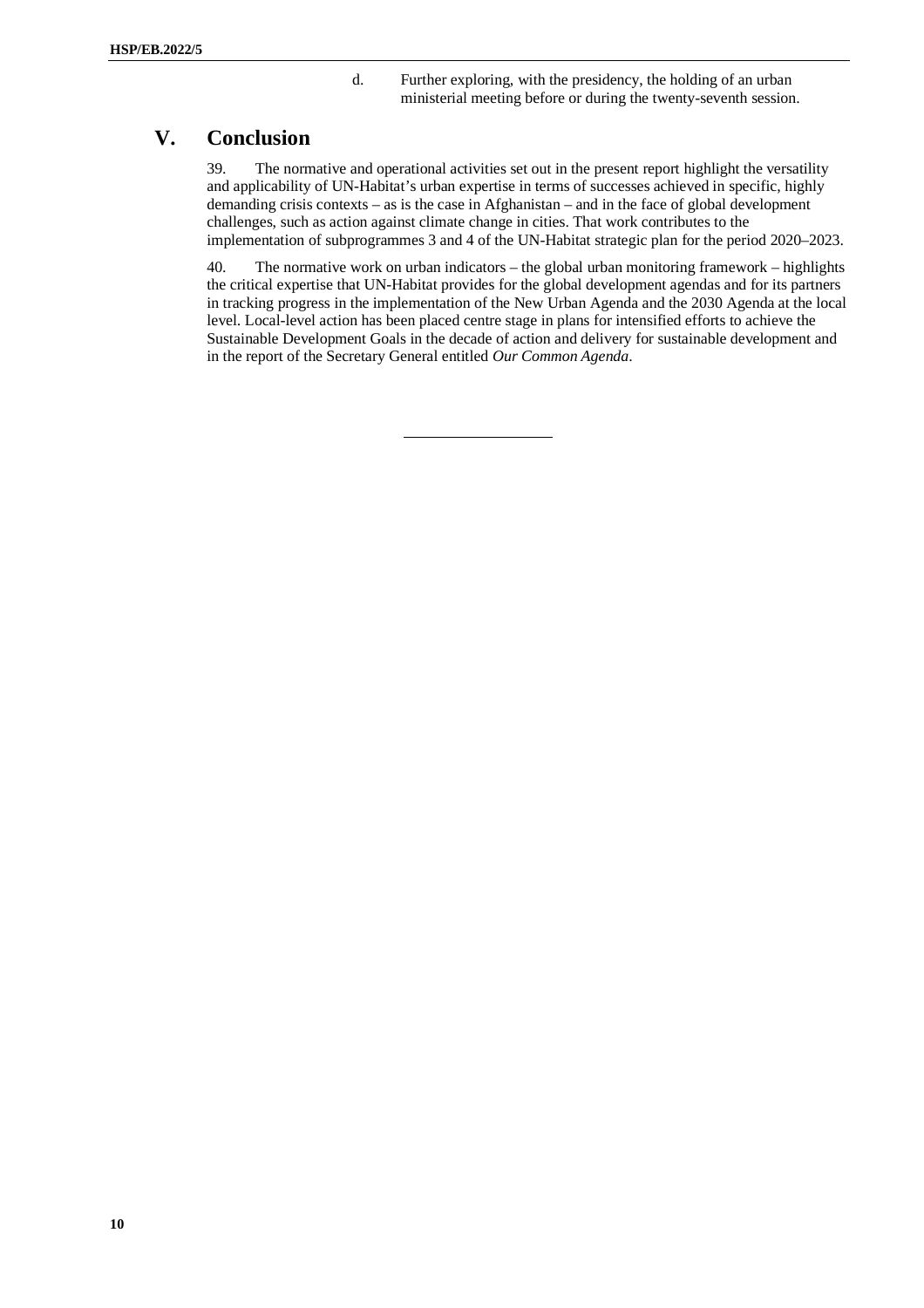d. Further exploring, with the presidency, the holding of an urban ministerial meeting before or during the twenty-seventh session.

# V. Conclusion

39. The normative and operational activities set out in the present report highlight the versatility and applicability of UN-Habitat's urban expertise in terms of successes achieved in specific, highly demanding crisis contexts – as is the case in Afghanistan – and in the face of global development challenges, such as action against climate change in cities. That work contributes to the implementation of subprogrammes 3 and 4 of the UN-Habitat strategic plan for the period 2020–2023.

40. The normative work on urban indicators – the global urban monitoring framework – highlights the critical expertise that UN-Habitat provides for the global development agendas and for its partners in tracking progress in the implementation of the New Urban Agenda and the 2030 Agenda at the local level. Local-level action has been placed centre stage in plans for intensified efforts to achieve the Sustainable Development Goals in the decade of action and delivery for sustainable development and in the report of the Secretary General entitled *Our Common Agenda*.